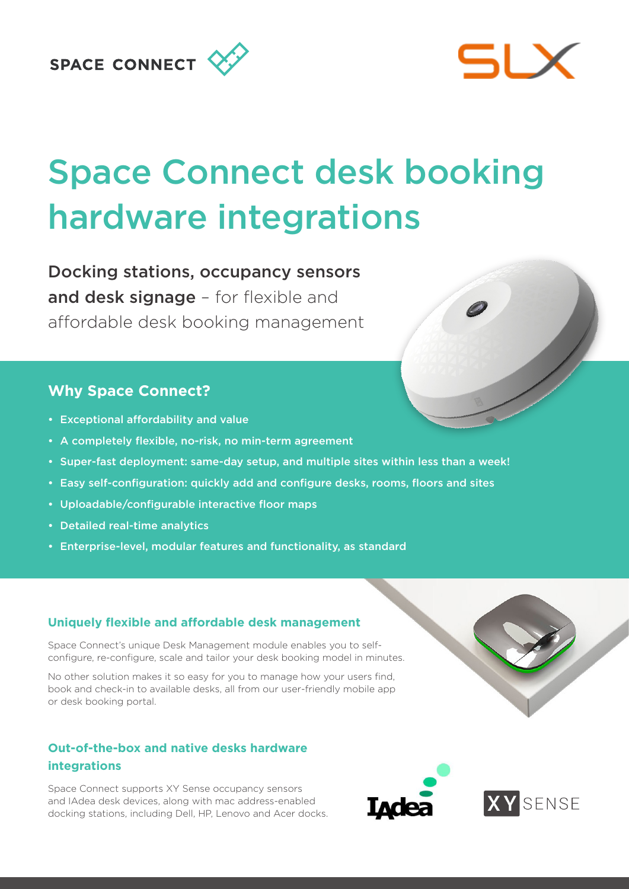SPACE CONNECT

SLX

# Space Connect desk booking hardware integrations

**Docking stations, occupancy sensors and desk signage** – for flexible and affordable desk booking management

## Why Space Connect?

- Exceptional affordability and value
- A completely flexible, no-risk, no min-term agreement
- Super-fast deployment: same-day setup, and multiple sites within less than a week!
- Easy self-configuration: quickly add and configure desks, rooms, floors and sites
- Uploadable/configurable interactive floor maps
- Detailed real-time analytics
- Enterprise-level, modular features and functionality, as standard

### Uniquely flexible and affordable desk management

Space Connect's unique Desk Management module enables you to self-configure, re-configure, scale and tailor your desk booking model in minutes.

No other solution makes it so easy for you to manage how your users find, book and check-in to available desks, all from our user-friendly mobile app or desk booking portal.

### Out-of-the-box and native desks hardware integrations

Space Connect supports XY Sense occupancy sensors and IAdea desk devices, along with mac address-enabled docking stations, including Dell, HP, Lenovo and Acer docks.

IAdea

XY SENSE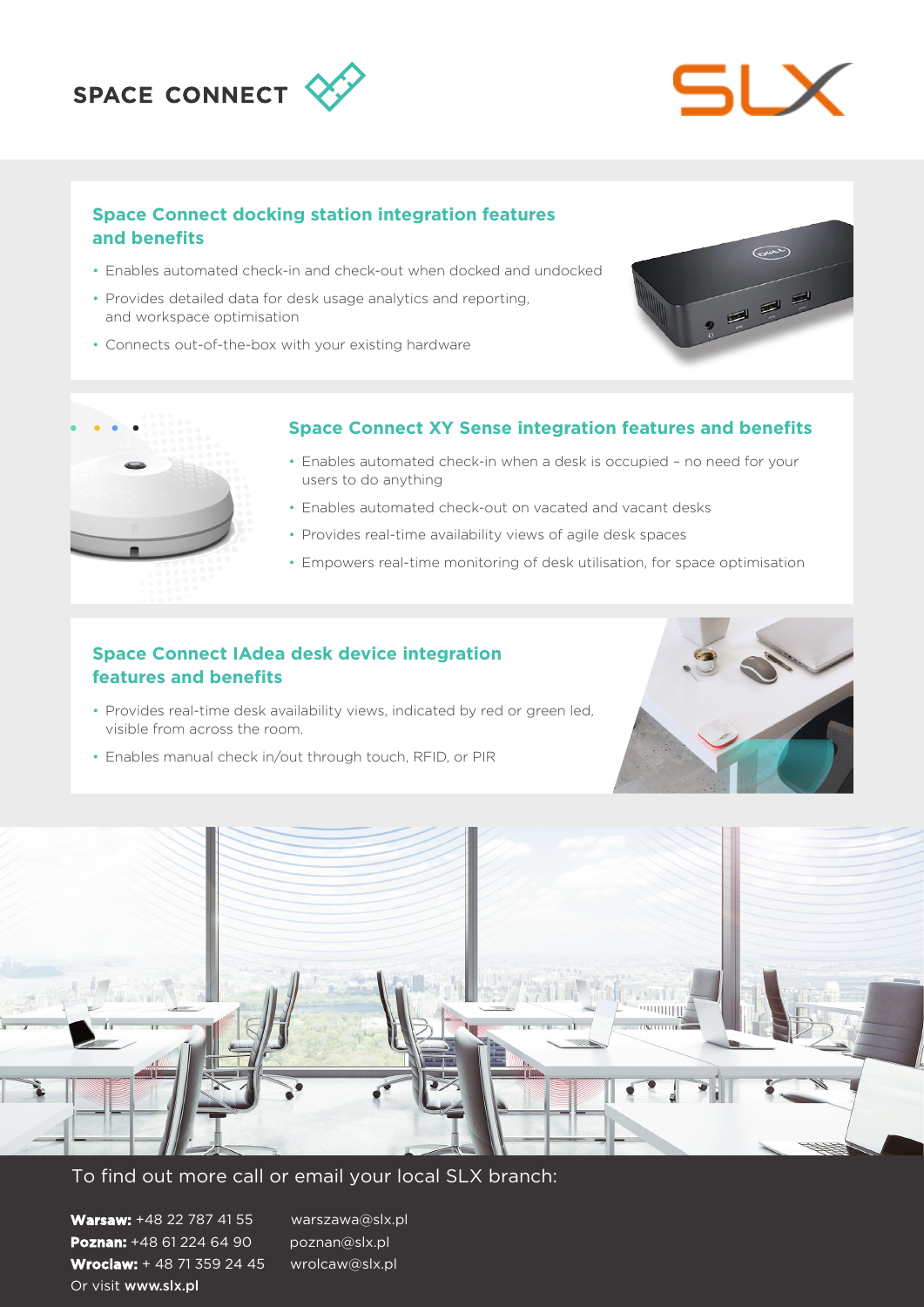SPACE CONNECT

SLX

## Space Connect docking station integration features and benefits

- Enables automated check-in and check-out when docked and undocked
- Provides detailed data for desk usage analytics and reporting, and workspace optimisation
- Connects out-of-the-box with your existing hardware

## Space Connect XY Sense integration features and benefits

- Enables automated check-in when a desk is occupied – no need for your users to do anything
- Enables automated check-out on vacated and vacant desks
- Provides real-time availability views of agile desk spaces
- Empowers real-time monitoring of desk utilisation, for space optimisation

## Space Connect IAdea desk device integration features and benefits

- Provides real-time desk availability views, indicated by red or green led, visible from across the room.
- Enables manual check in/out through touch, RFID, or PIR

To find out more call or email your local SLX branch:

**Warsaw:** +48 22 787 41 55 warszawa@slx.pl
**Poznan:** +48 61 224 64 90 poznan@slx.pl
**Wroclaw:** + 48 71 359 24 45 wrolcaw@slx.pl
Or visit **www.slx.pl**